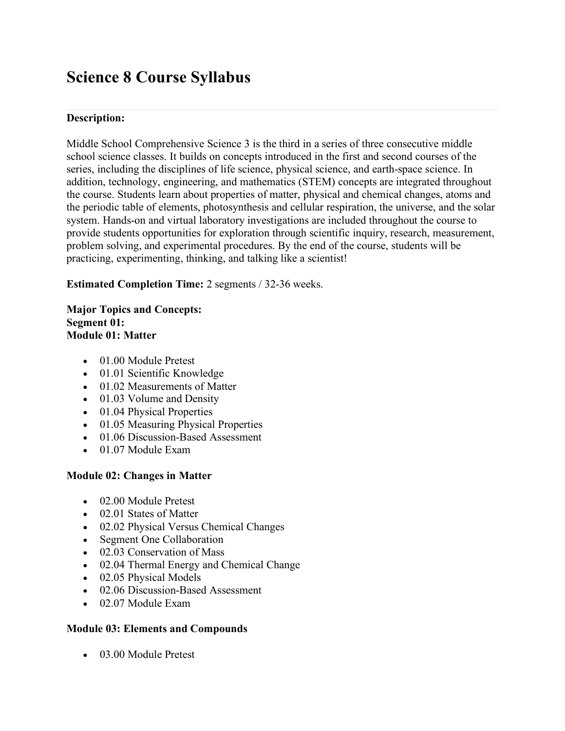# Science 8 Course Syllabus

**Description:**

Middle School Comprehensive Science 3 is the third in a series of three consecutive middle school science classes. It builds on concepts introduced in the first and second courses of the series, including the disciplines of life science, physical science, and earth-space science. In addition, technology, engineering, and mathematics (STEM) concepts are integrated throughout the course. Students learn about properties of matter, physical and chemical changes, atoms and the periodic table of elements, photosynthesis and cellular respiration, the universe, and the solar system. Hands-on and virtual laboratory investigations are included throughout the course to provide students opportunities for exploration through scientific inquiry, research, measurement, problem solving, and experimental procedures. By the end of the course, students will be practicing, experimenting, thinking, and talking like a scientist!

**Estimated Completion Time:** 2 segments / 32-36 weeks.

**Major Topics and Concepts:**
**Segment 01:**
**Module 01: Matter**

- 01.00 Module Pretest
- 01.01 Scientific Knowledge
- 01.02 Measurements of Matter
- 01.03 Volume and Density
- 01.04 Physical Properties
- 01.05 Measuring Physical Properties
- 01.06 Discussion-Based Assessment
- 01.07 Module Exam

**Module 02: Changes in Matter**

- 02.00 Module Pretest
- 02.01 States of Matter
- 02.02 Physical Versus Chemical Changes
- Segment One Collaboration
- 02.03 Conservation of Mass
- 02.04 Thermal Energy and Chemical Change
- 02.05 Physical Models
- 02.06 Discussion-Based Assessment
- 02.07 Module Exam

**Module 03: Elements and Compounds**

- 03.00 Module Pretest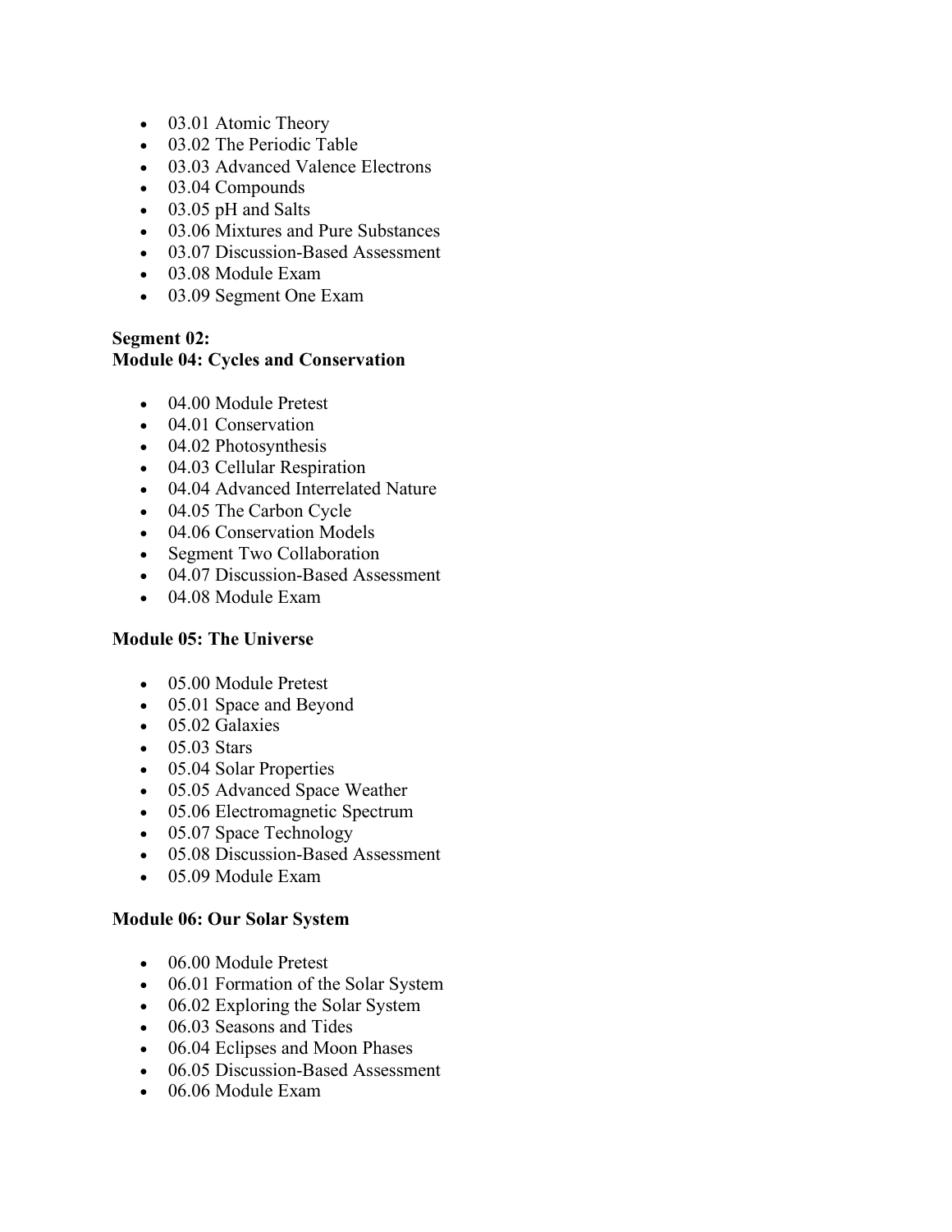- 03.01 Atomic Theory
- 03.02 The Periodic Table
- 03.03 Advanced Valence Electrons
- 03.04 Compounds
- 03.05 pH and Salts
- 03.06 Mixtures and Pure Substances
- 03.07 Discussion-Based Assessment
- 03.08 Module Exam
- 03.09 Segment One Exam

**Segment 02:**
**Module 04: Cycles and Conservation**

- 04.00 Module Pretest
- 04.01 Conservation
- 04.02 Photosynthesis
- 04.03 Cellular Respiration
- 04.04 Advanced Interrelated Nature
- 04.05 The Carbon Cycle
- 04.06 Conservation Models
- Segment Two Collaboration
- 04.07 Discussion-Based Assessment
- 04.08 Module Exam

**Module 05: The Universe**

- 05.00 Module Pretest
- 05.01 Space and Beyond
- 05.02 Galaxies
- 05.03 Stars
- 05.04 Solar Properties
- 05.05 Advanced Space Weather
- 05.06 Electromagnetic Spectrum
- 05.07 Space Technology
- 05.08 Discussion-Based Assessment
- 05.09 Module Exam

**Module 06: Our Solar System**

- 06.00 Module Pretest
- 06.01 Formation of the Solar System
- 06.02 Exploring the Solar System
- 06.03 Seasons and Tides
- 06.04 Eclipses and Moon Phases
- 06.05 Discussion-Based Assessment
- 06.06 Module Exam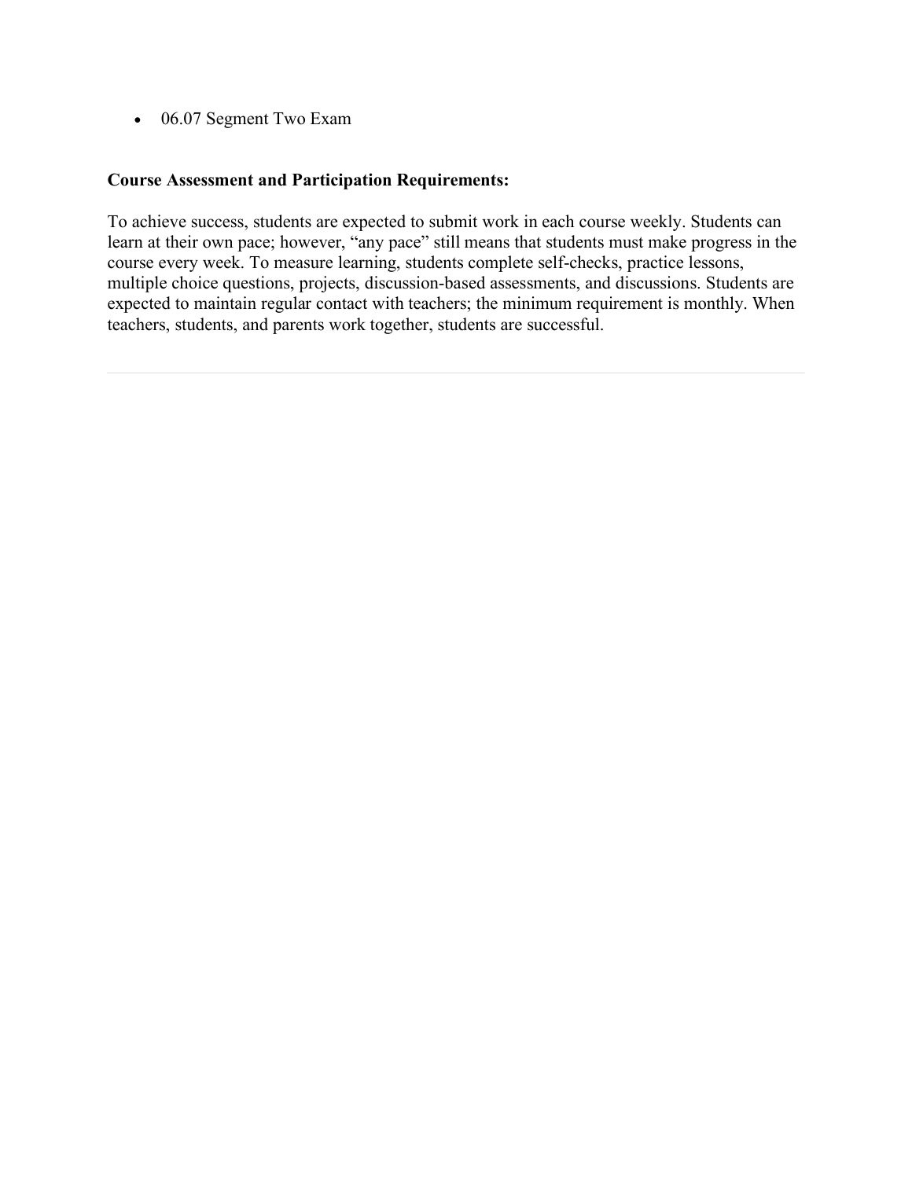- 06.07 Segment Two Exam

**Course Assessment and Participation Requirements:**

To achieve success, students are expected to submit work in each course weekly. Students can learn at their own pace; however, “any pace” still means that students must make progress in the course every week. To measure learning, students complete self-checks, practice lessons, multiple choice questions, projects, discussion-based assessments, and discussions. Students are expected to maintain regular contact with teachers; the minimum requirement is monthly. When teachers, students, and parents work together, students are successful.

---